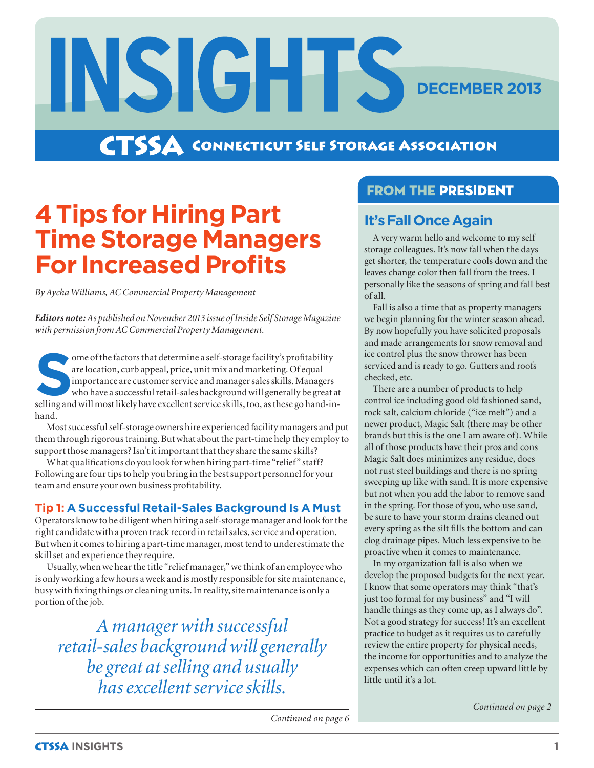# INSIGHTS

DECEMBER 2013

**CTSSA** Connecticut Self Storage Association

# 4 Tips for Hiring Part Time Storage Managers For Increased Profits

*By Aycha Williams, AC Commercial Property Management*

***Editors note:*** *As published on November 2013 issue of Inside Self Storage Magazine with permission from AC Commercial Property Management.*

Some of the factors that determine a self-storage facility's profitability are location, curb appeal, price, unit mix and marketing. Of equal importance are customer service and manager sales skills. Managers who have a successful retail-sales background will generally be great at selling and will most likely have excellent service skills, too, as these go hand-in-hand.

Most successful self-storage owners hire experienced facility managers and put them through rigorous training. But what about the part-time help they employ to support those managers? Isn't it important that they share the same skills?

What qualifications do you look for when hiring part-time "relief" staff? Following are four tips to help you bring in the best support personnel for your team and ensure your own business profitability.

### Tip 1: A Successful Retail-Sales Background Is A Must

Operators know to be diligent when hiring a self-storage manager and look for the right candidate with a proven track record in retail sales, service and operation. But when it comes to hiring a part-time manager, most tend to underestimate the skill set and experience they require.

Usually, when we hear the title "relief manager," we think of an employee who is only working a few hours a week and is mostly responsible for site maintenance, busy with fixing things or cleaning units. In reality, site maintenance is only a portion of the job.

> *A manager with successful retail-sales background will generally be great at selling and usually has excellent service skills.*

*Continued on page 6*

## FROM THE PRESIDENT

### It's Fall Once Again

A very warm hello and welcome to my self storage colleagues. It's now fall when the days get shorter, the temperature cools down and the leaves change color then fall from the trees. I personally like the seasons of spring and fall best of all.

Fall is also a time that as property managers we begin planning for the winter season ahead. By now hopefully you have solicited proposals and made arrangements for snow removal and ice control plus the snow thrower has been serviced and is ready to go. Gutters and roofs checked, etc.

There are a number of products to help control ice including good old fashioned sand, rock salt, calcium chloride ("ice melt") and a newer product, Magic Salt (there may be other brands but this is the one I am aware of). While all of those products have their pros and cons Magic Salt does minimizes any residue, does not rust steel buildings and there is no spring sweeping up like with sand. It is more expensive but not when you add the labor to remove sand in the spring. For those of you, who use sand, be sure to have your storm drains cleaned out every spring as the silt fills the bottom and can clog drainage pipes. Much less expensive to be proactive when it comes to maintenance.

In my organization fall is also when we develop the proposed budgets for the next year. I know that some operators may think "that's just too formal for my business" and "I will handle things as they come up, as I always do". Not a good strategy for success! It's an excellent practice to budget as it requires us to carefully review the entire property for physical needs, the income for opportunities and to analyze the expenses which can often creep upward little by little until it's a lot.

*Continued on page 2*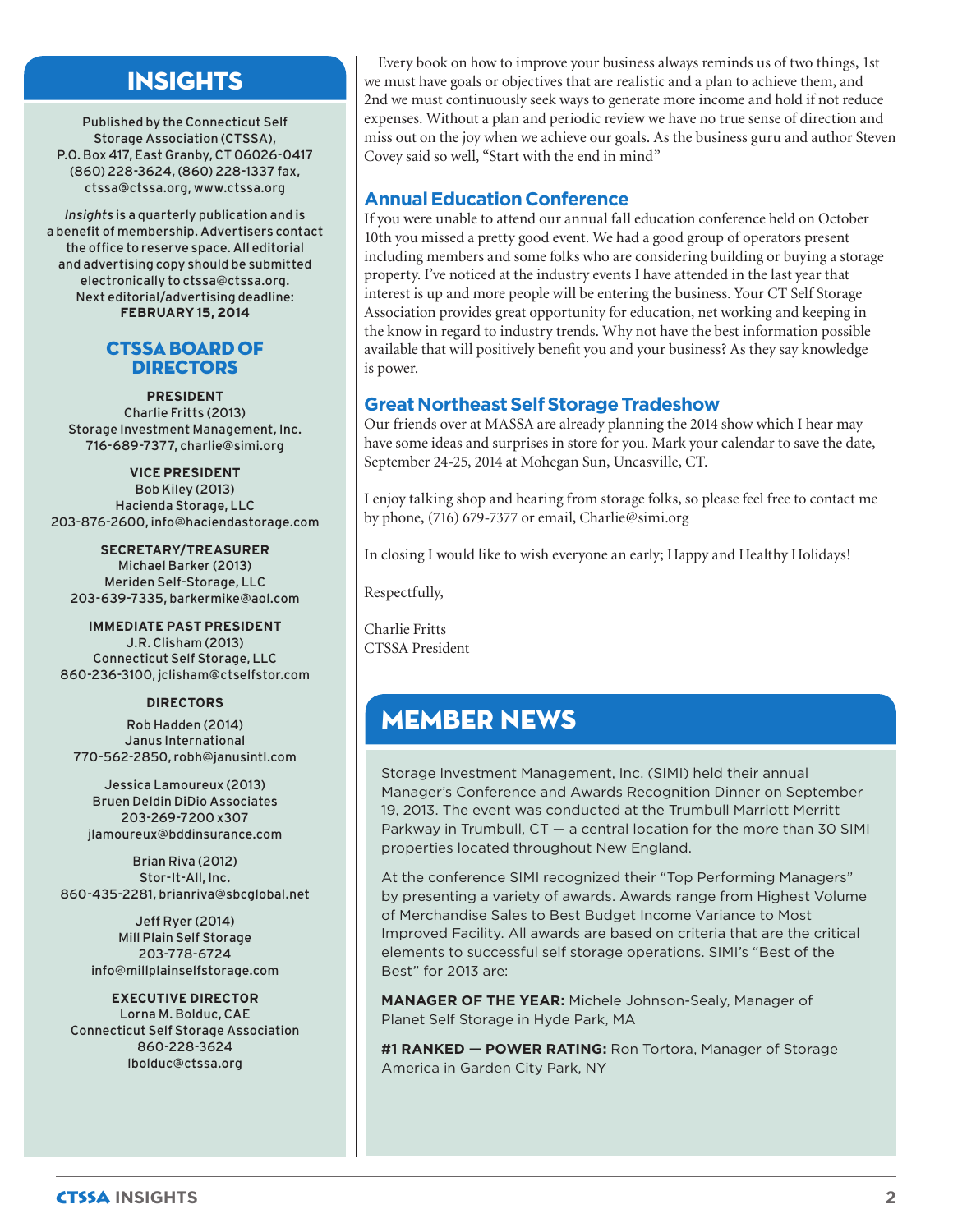## INSIGHTS

Published by the Connecticut Self Storage Association (CTSSA), P.O. Box 417, East Granby, CT 06026-0417 (860) 228-3624, (860) 228-1337 fax, ctssa@ctssa.org, www.ctssa.org

*Insights* is a quarterly publication and is a benefit of membership. Advertisers contact the office to reserve space. All editorial and advertising copy should be submitted electronically to ctssa@ctssa.org. Next editorial/advertising deadline: **FEBRUARY 15, 2014**

### CTSSA BOARD OF DIRECTORS

**PRESIDENT**
Charlie Fritts (2013)
Storage Investment Management, Inc.
716-689-7377, charlie@simi.org

**VICE PRESIDENT**
Bob Kiley (2013)
Hacienda Storage, LLC
203-876-2600, info@haciendastorage.com

**SECRETARY/TREASURER**
Michael Barker (2013)
Meriden Self-Storage, LLC
203-639-7335, barkermike@aol.com

**IMMEDIATE PAST PRESIDENT**
J.R. Clisham (2013)
Connecticut Self Storage, LLC
860-236-3100, jclisham@ctselfstor.com

**DIRECTORS**

Rob Hadden (2014)
Janus International
770-562-2850, robh@janusintl.com

Jessica Lamoureux (2013)
Bruen Deldin DiDio Associates
203-269-7200 x307
jlamoureux@bddinsurance.com

Brian Riva (2012)
Stor-It-All, Inc.
860-435-2281, brianriva@sbcglobal.net

Jeff Ryer (2014)
Mill Plain Self Storage
203-778-6724
info@millplainselfstorage.com

**EXECUTIVE DIRECTOR**
Lorna M. Bolduc, CAE
Connecticut Self Storage Association
860-228-3624
lbolduc@ctssa.org

Every book on how to improve your business always reminds us of two things, 1st we must have goals or objectives that are realistic and a plan to achieve them, and 2nd we must continuously seek ways to generate more income and hold if not reduce expenses. Without a plan and periodic review we have no true sense of direction and miss out on the joy when we achieve our goals. As the business guru and author Steven Covey said so well, “Start with the end in mind”

### Annual Education Conference

If you were unable to attend our annual fall education conference held on October 10th you missed a pretty good event. We had a good group of operators present including members and some folks who are considering building or buying a storage property. I’ve noticed at the industry events I have attended in the last year that interest is up and more people will be entering the business. Your CT Self Storage Association provides great opportunity for education, net working and keeping in the know in regard to industry trends. Why not have the best information possible available that will positively benefit you and your business? As they say knowledge is power.

### Great Northeast Self Storage Tradeshow

Our friends over at MASSA are already planning the 2014 show which I hear may have some ideas and surprises in store for you. Mark your calendar to save the date, September 24-25, 2014 at Mohegan Sun, Uncasville, CT.

I enjoy talking shop and hearing from storage folks, so please feel free to contact me by phone, (716) 679-7377 or email, Charlie@simi.org

In closing I would like to wish everyone an early; Happy and Healthy Holidays!

Respectfully,

Charlie Fritts
CTSSA President

## MEMBER NEWS

Storage Investment Management, Inc. (SIMI) held their annual Manager’s Conference and Awards Recognition Dinner on September 19, 2013. The event was conducted at the Trumbull Marriott Merritt Parkway in Trumbull, CT — a central location for the more than 30 SIMI properties located throughout New England.

At the conference SIMI recognized their “Top Performing Managers” by presenting a variety of awards. Awards range from Highest Volume of Merchandise Sales to Best Budget Income Variance to Most Improved Facility. All awards are based on criteria that are the critical elements to successful self storage operations. SIMI’s “Best of the Best” for 2013 are:

**MANAGER OF THE YEAR:** Michele Johnson-Sealy, Manager of Planet Self Storage in Hyde Park, MA

**#1 RANKED — POWER RATING:** Ron Tortora, Manager of Storage America in Garden City Park, NY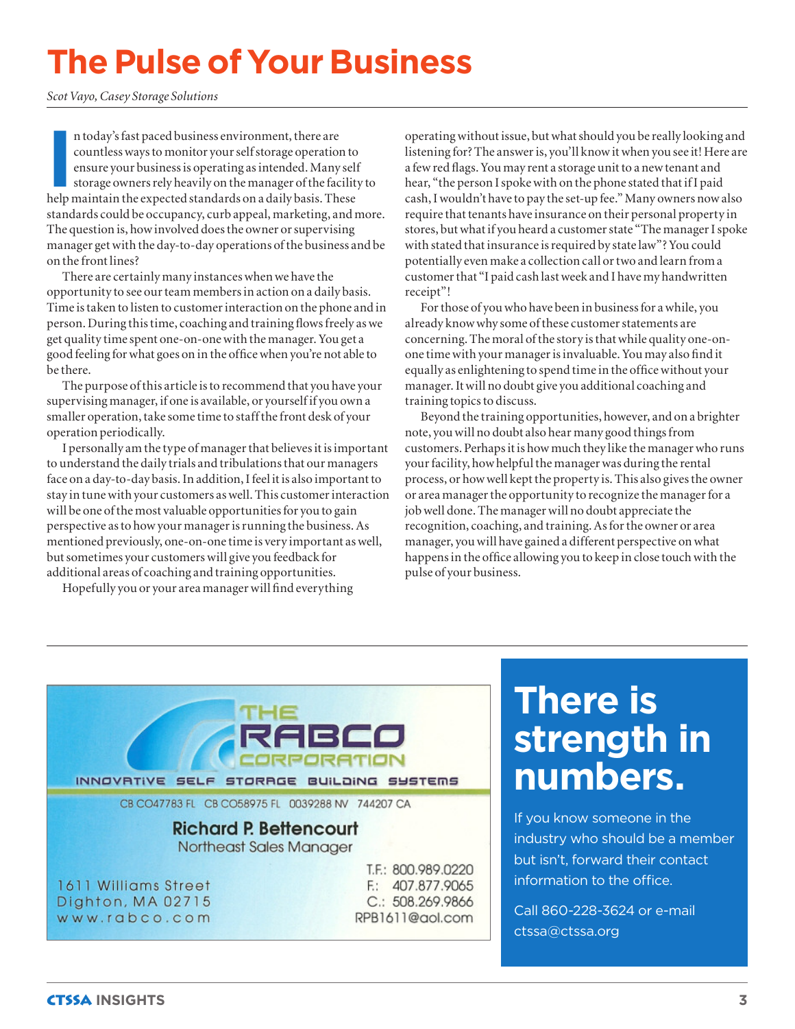# The Pulse of Your Business

*Scot Vayo, Casey Storage Solutions*

In today's fast paced business environment, there are countless ways to monitor your self storage operation to ensure your business is operating as intended. Many self storage owners rely heavily on the manager of the facility to help maintain the expected standards on a daily basis. These standards could be occupancy, curb appeal, marketing, and more. The question is, how involved does the owner or supervising manager get with the day-to-day operations of the business and be on the front lines?

There are certainly many instances when we have the opportunity to see our team members in action on a daily basis. Time is taken to listen to customer interaction on the phone and in person. During this time, coaching and training flows freely as we get quality time spent one-on-one with the manager. You get a good feeling for what goes on in the office when you're not able to be there.

The purpose of this article is to recommend that you have your supervising manager, if one is available, or yourself if you own a smaller operation, take some time to staff the front desk of your operation periodically.

I personally am the type of manager that believes it is important to understand the daily trials and tribulations that our managers face on a day-to-day basis. In addition, I feel it is also important to stay in tune with your customers as well. This customer interaction will be one of the most valuable opportunities for you to gain perspective as to how your manager is running the business. As mentioned previously, one-on-one time is very important as well, but sometimes your customers will give you feedback for additional areas of coaching and training opportunities.

Hopefully you or your area manager will find everything operating without issue, but what should you be really looking and listening for? The answer is, you'll know it when you see it! Here are a few red flags. You may rent a storage unit to a new tenant and hear, "the person I spoke with on the phone stated that if I paid cash, I wouldn't have to pay the set-up fee." Many owners now also require that tenants have insurance on their personal property in stores, but what if you heard a customer state "The manager I spoke with stated that insurance is required by state law"? You could potentially even make a collection call or two and learn from a customer that "I paid cash last week and I have my handwritten receipt"!

For those of you who have been in business for a while, you already know why some of these customer statements are concerning. The moral of the story is that while quality one-on-one time with your manager is invaluable. You may also find it equally as enlightening to spend time in the office without your manager. It will no doubt give you additional coaching and training topics to discuss.

Beyond the training opportunities, however, and on a brighter note, you will no doubt also hear many good things from customers. Perhaps it is how much they like the manager who runs your facility, how helpful the manager was during the rental process, or how well kept the property is. This also gives the owner or area manager the opportunity to recognize the manager for a job well done. The manager will no doubt appreciate the recognition, coaching, and training. As for the owner or area manager, you will have gained a different perspective on what happens in the office allowing you to keep in close touch with the pulse of your business.

---

**THE RABCO CORPORATION**

INNOVATIVE SELF STORAGE BUILDING SYSTEMS

CB CO47783 FL CB CO58975 FL 0039288 NV 744207 CA

**Richard P. Bettencourt**
Northeast Sales Manager

1611 Williams Street
Dighton, MA 02715
www.rabco.com

T.F.: 800.989.0220
F.: 407.877.9065
C.: 508.269.9866
RPB1611@aol.com

---

## There is strength in numbers.

If you know someone in the industry who should be a member but isn't, forward their contact information to the office.

Call 860-228-3624 or e-mail ctssa@ctssa.org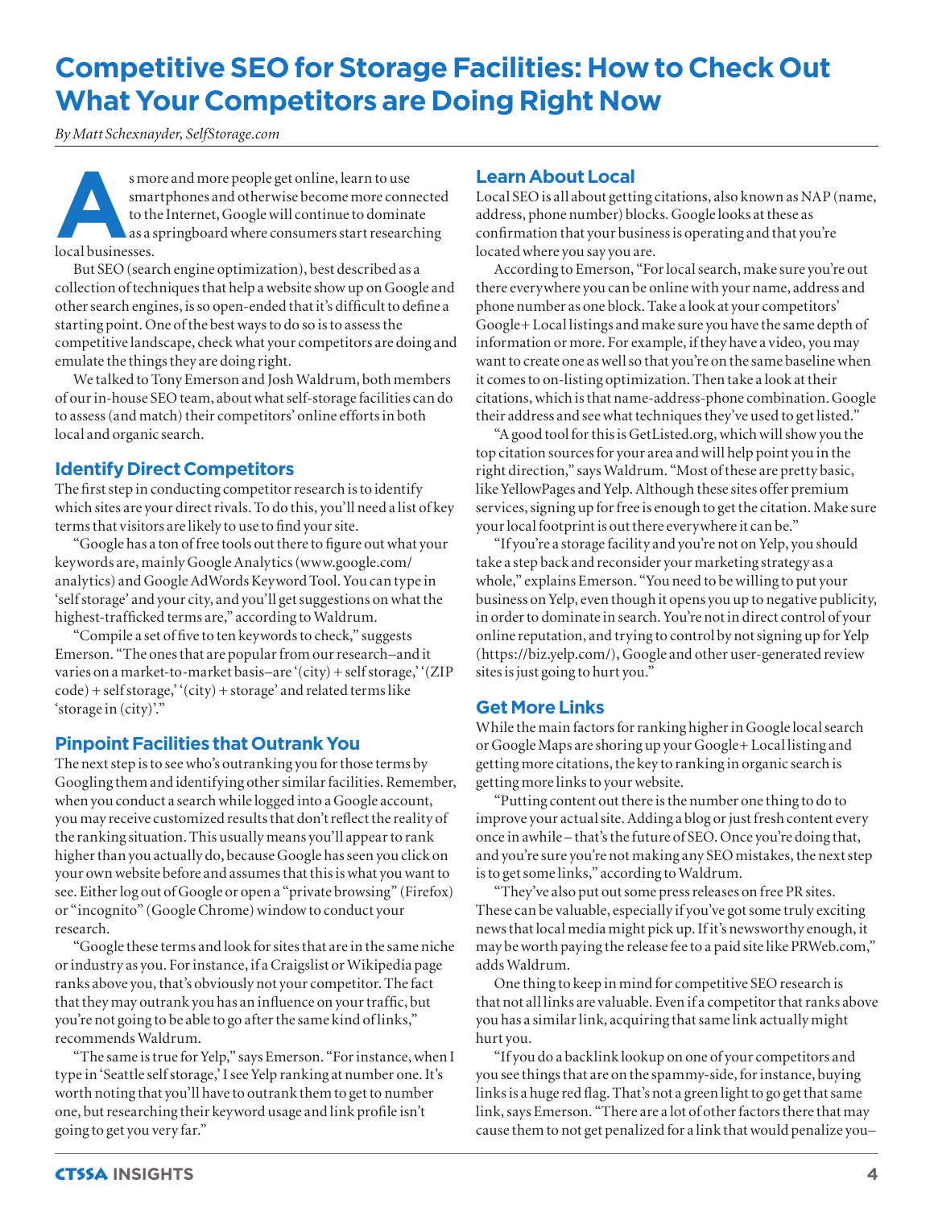# Competitive SEO for Storage Facilities: How to Check Out What Your Competitors are Doing Right Now

*By Matt Schexnayder, SelfStorage.com*

As more and more people get online, learn to use smartphones and otherwise become more connected to the Internet, Google will continue to dominate as a springboard where consumers start researching local businesses.

But SEO (search engine optimization), best described as a collection of techniques that help a website show up on Google and other search engines, is so open-ended that it's difficult to define a starting point. One of the best ways to do so is to assess the competitive landscape, check what your competitors are doing and emulate the things they are doing right.

We talked to Tony Emerson and Josh Waldrum, both members of our in-house SEO team, about what self-storage facilities can do to assess (and match) their competitors' online efforts in both local and organic search.

## Identify Direct Competitors

The first step in conducting competitor research is to identify which sites are your direct rivals. To do this, you'll need a list of key terms that visitors are likely to use to find your site.

"Google has a ton of free tools out there to figure out what your keywords are, mainly Google Analytics (www.google.com/analytics) and Google AdWords Keyword Tool. You can type in 'self storage' and your city, and you'll get suggestions on what the highest-trafficked terms are," according to Waldrum.

"Compile a set of five to ten keywords to check," suggests Emerson. "The ones that are popular from our research–and it varies on a market-to-market basis–are '(city) + self storage,' '(ZIP code) + self storage,' '(city) + storage' and related terms like 'storage in (city)'."

## Pinpoint Facilities that Outrank You

The next step is to see who's outranking you for those terms by Googling them and identifying other similar facilities. Remember, when you conduct a search while logged into a Google account, you may receive customized results that don't reflect the reality of the ranking situation. This usually means you'll appear to rank higher than you actually do, because Google has seen you click on your own website before and assumes that this is what you want to see. Either log out of Google or open a "private browsing" (Firefox) or "incognito" (Google Chrome) window to conduct your research.

"Google these terms and look for sites that are in the same niche or industry as you. For instance, if a Craigslist or Wikipedia page ranks above you, that's obviously not your competitor. The fact that they may outrank you has an influence on your traffic, but you're not going to be able to go after the same kind of links," recommends Waldrum.

"The same is true for Yelp," says Emerson. "For instance, when I type in 'Seattle self storage,' I see Yelp ranking at number one. It's worth noting that you'll have to outrank them to get to number one, but researching their keyword usage and link profile isn't going to get you very far."

## Learn About Local

Local SEO is all about getting citations, also known as NAP (name, address, phone number) blocks. Google looks at these as confirmation that your business is operating and that you're located where you say you are.

According to Emerson, "For local search, make sure you're out there everywhere you can be online with your name, address and phone number as one block. Take a look at your competitors' Google+ Local listings and make sure you have the same depth of information or more. For example, if they have a video, you may want to create one as well so that you're on the same baseline when it comes to on-listing optimization. Then take a look at their citations, which is that name-address-phone combination. Google their address and see what techniques they've used to get listed."

"A good tool for this is GetListed.org, which will show you the top citation sources for your area and will help point you in the right direction," says Waldrum. "Most of these are pretty basic, like YellowPages and Yelp. Although these sites offer premium services, signing up for free is enough to get the citation. Make sure your local footprint is out there everywhere it can be."

"If you're a storage facility and you're not on Yelp, you should take a step back and reconsider your marketing strategy as a whole," explains Emerson. "You need to be willing to put your business on Yelp, even though it opens you up to negative publicity, in order to dominate in search. You're not in direct control of your online reputation, and trying to control by not signing up for Yelp (https://biz.yelp.com/), Google and other user-generated review sites is just going to hurt you."

## Get More Links

While the main factors for ranking higher in Google local search or Google Maps are shoring up your Google+ Local listing and getting more citations, the key to ranking in organic search is getting more links to your website.

"Putting content out there is the number one thing to do to improve your actual site. Adding a blog or just fresh content every once in awhile – that's the future of SEO. Once you're doing that, and you're sure you're not making any SEO mistakes, the next step is to get some links," according to Waldrum.

"They've also put out some press releases on free PR sites. These can be valuable, especially if you've got some truly exciting news that local media might pick up. If it's newsworthy enough, it may be worth paying the release fee to a paid site like PRWeb.com," adds Waldrum.

One thing to keep in mind for competitive SEO research is that not all links are valuable. Even if a competitor that ranks above you has a similar link, acquiring that same link actually might hurt you.

"If you do a backlink lookup on one of your competitors and you see things that are on the spammy-side, for instance, buying links is a huge red flag. That's not a green light to go get that same link, says Emerson. "There are a lot of other factors there that may cause them to not get penalized for a link that would penalize you–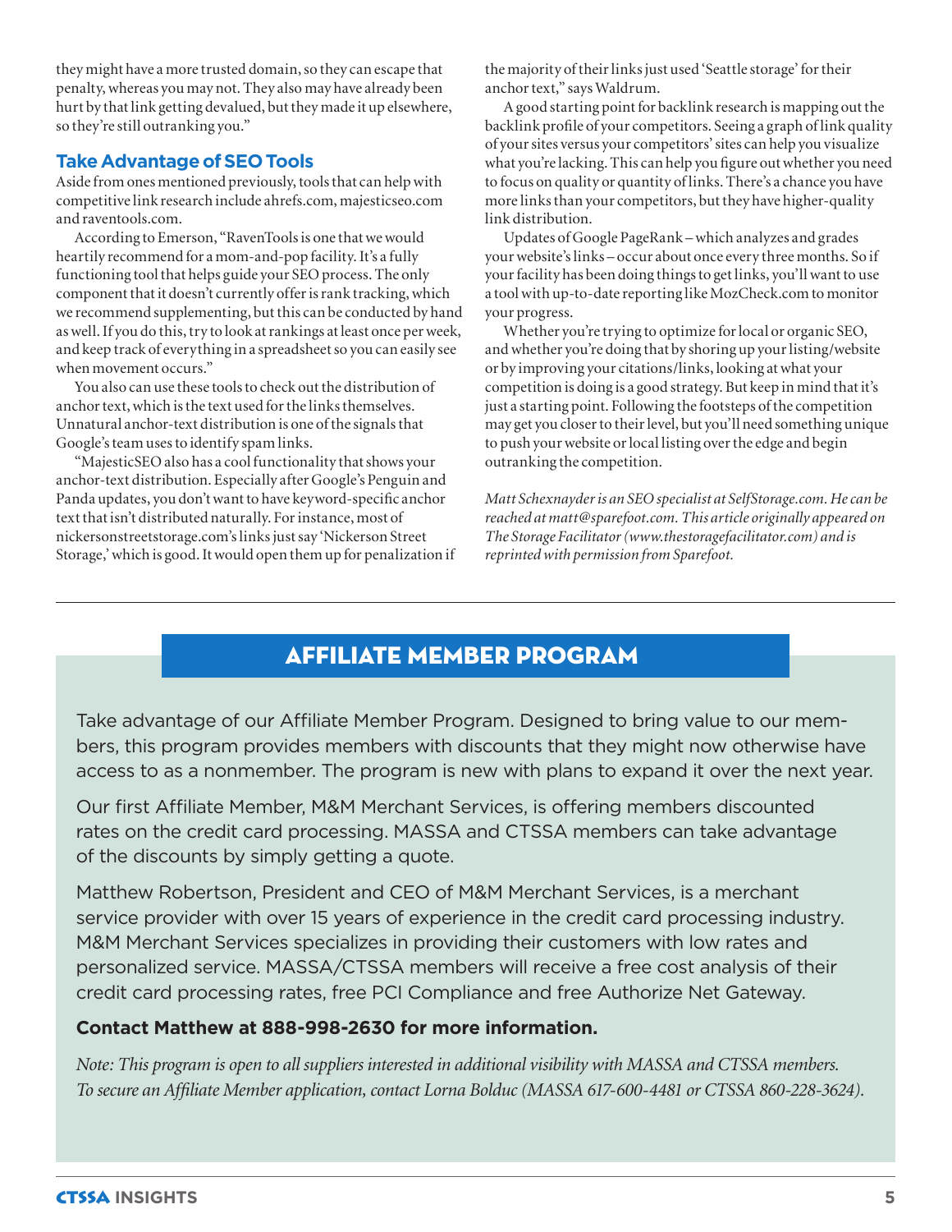they might have a more trusted domain, so they can escape that penalty, whereas you may not. They also may have already been hurt by that link getting devalued, but they made it up elsewhere, so they're still outranking you."

### Take Advantage of SEO Tools

Aside from ones mentioned previously, tools that can help with competitive link research include ahrefs.com, majesticseo.com and raventools.com.

According to Emerson, "RavenTools is one that we would heartily recommend for a mom-and-pop facility. It's a fully functioning tool that helps guide your SEO process. The only component that it doesn't currently offer is rank tracking, which we recommend supplementing, but this can be conducted by hand as well. If you do this, try to look at rankings at least once per week, and keep track of everything in a spreadsheet so you can easily see when movement occurs."

You also can use these tools to check out the distribution of anchor text, which is the text used for the links themselves. Unnatural anchor-text distribution is one of the signals that Google's team uses to identify spam links.

"MajesticSEO also has a cool functionality that shows your anchor-text distribution. Especially after Google's Penguin and Panda updates, you don't want to have keyword-specific anchor text that isn't distributed naturally. For instance, most of nickersonstreetstorage.com's links just say 'Nickerson Street Storage,' which is good. It would open them up for penalization if the majority of their links just used 'Seattle storage' for their anchor text," says Waldrum.

A good starting point for backlink research is mapping out the backlink profile of your competitors. Seeing a graph of link quality of your sites versus your competitors' sites can help you visualize what you're lacking. This can help you figure out whether you need to focus on quality or quantity of links. There's a chance you have more links than your competitors, but they have higher-quality link distribution.

Updates of Google PageRank – which analyzes and grades your website's links – occur about once every three months. So if your facility has been doing things to get links, you'll want to use a tool with up-to-date reporting like MozCheck.com to monitor your progress.

Whether you're trying to optimize for local or organic SEO, and whether you're doing that by shoring up your listing/website or by improving your citations/links, looking at what your competition is doing is a good strategy. But keep in mind that it's just a starting point. Following the footsteps of the competition may get you closer to their level, but you'll need something unique to push your website or local listing over the edge and begin outranking the competition.

*Matt Schexnayder is an SEO specialist at SelfStorage.com. He can be reached at matt@sparefoot.com. This article originally appeared on The Storage Facilitator (www.thestoragefacilitator.com) and is reprinted with permission from Sparefoot.*

---

## AFFILIATE MEMBER PROGRAM

Take advantage of our Affiliate Member Program. Designed to bring value to our members, this program provides members with discounts that they might now otherwise have access to as a nonmember. The program is new with plans to expand it over the next year.

Our first Affiliate Member, M&M Merchant Services, is offering members discounted rates on the credit card processing. MASSA and CTSSA members can take advantage of the discounts by simply getting a quote.

Matthew Robertson, President and CEO of M&M Merchant Services, is a merchant service provider with over 15 years of experience in the credit card processing industry. M&M Merchant Services specializes in providing their customers with low rates and personalized service. MASSA/CTSSA members will receive a free cost analysis of their credit card processing rates, free PCI Compliance and free Authorize Net Gateway.

**Contact Matthew at 888-998-2630 for more information.**

*Note: This program is open to all suppliers interested in additional visibility with MASSA and CTSSA members. To secure an Affiliate Member application, contact Lorna Bolduc (MASSA 617-600-4481 or CTSSA 860-228-3624).*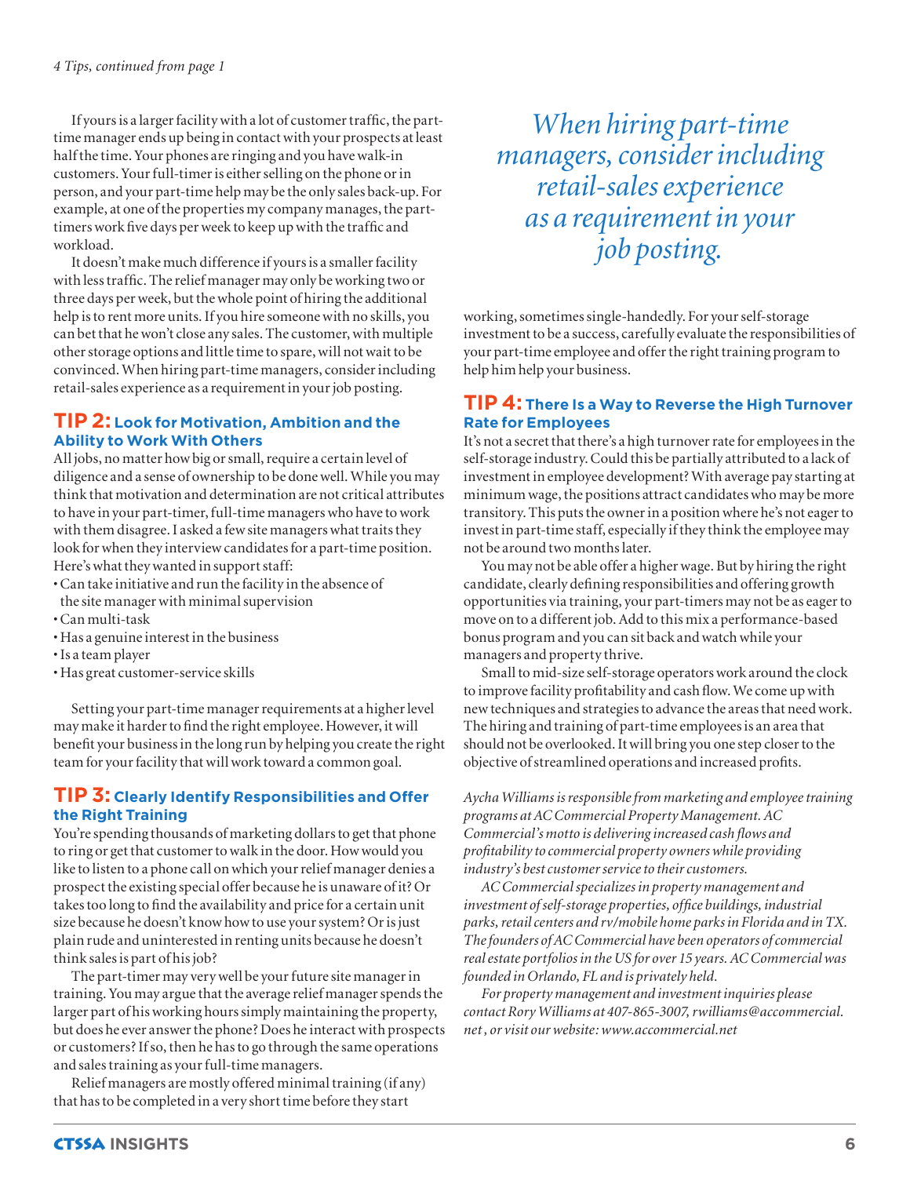*4 Tips, continued from page 1*

If yours is a larger facility with a lot of customer traffic, the part-time manager ends up being in contact with your prospects at least half the time. Your phones are ringing and you have walk-in customers. Your full-timer is either selling on the phone or in person, and your part-time help may be the only sales back-up. For example, at one of the properties my company manages, the part-timers work five days per week to keep up with the traffic and workload.

It doesn't make much difference if yours is a smaller facility with less traffic. The relief manager may only be working two or three days per week, but the whole point of hiring the additional help is to rent more units. If you hire someone with no skills, you can bet that he won't close any sales. The customer, with multiple other storage options and little time to spare, will not wait to be convinced. When hiring part-time managers, consider including retail-sales experience as a requirement in your job posting.

## TIP 2: Look for Motivation, Ambition and the Ability to Work With Others

All jobs, no matter how big or small, require a certain level of diligence and a sense of ownership to be done well. While you may think that motivation and determination are not critical attributes to have in your part-timer, full-time managers who have to work with them disagree. I asked a few site managers what traits they look for when they interview candidates for a part-time position. Here's what they wanted in support staff:

- Can take initiative and run the facility in the absence of the site manager with minimal supervision
- Can multi-task
- Has a genuine interest in the business
- Is a team player
- Has great customer-service skills

Setting your part-time manager requirements at a higher level may make it harder to find the right employee. However, it will benefit your business in the long run by helping you create the right team for your facility that will work toward a common goal.

## TIP 3: Clearly Identify Responsibilities and Offer the Right Training

You're spending thousands of marketing dollars to get that phone to ring or get that customer to walk in the door. How would you like to listen to a phone call on which your relief manager denies a prospect the existing special offer because he is unaware of it? Or takes too long to find the availability and price for a certain unit size because he doesn't know how to use your system? Or is just plain rude and uninterested in renting units because he doesn't think sales is part of his job?

The part-timer may very well be your future site manager in training. You may argue that the average relief manager spends the larger part of his working hours simply maintaining the property, but does he ever answer the phone? Does he interact with prospects or customers? If so, then he has to go through the same operations and sales training as your full-time managers.

Relief managers are mostly offered minimal training (if any) that has to be completed in a very short time before they start working, sometimes single-handedly. For your self-storage investment to be a success, carefully evaluate the responsibilities of your part-time employee and offer the right training program to help him help your business.

*When hiring part-time managers, consider including retail-sales experience as a requirement in your job posting.*

## TIP 4: There Is a Way to Reverse the High Turnover Rate for Employees

It's not a secret that there's a high turnover rate for employees in the self-storage industry. Could this be partially attributed to a lack of investment in employee development? With average pay starting at minimum wage, the positions attract candidates who may be more transitory. This puts the owner in a position where he's not eager to invest in part-time staff, especially if they think the employee may not be around two months later.

You may not be able offer a higher wage. But by hiring the right candidate, clearly defining responsibilities and offering growth opportunities via training, your part-timers may not be as eager to move on to a different job. Add to this mix a performance-based bonus program and you can sit back and watch while your managers and property thrive.

Small to mid-size self-storage operators work around the clock to improve facility profitability and cash flow. We come up with new techniques and strategies to advance the areas that need work. The hiring and training of part-time employees is an area that should not be overlooked. It will bring you one step closer to the objective of streamlined operations and increased profits.

*Aycha Williams is responsible from marketing and employee training programs at AC Commercial Property Management. AC Commercial's motto is delivering increased cash flows and profitability to commercial property owners while providing industry's best customer service to their customers.*

*AC Commercial specializes in property management and investment of self-storage properties, office buildings, industrial parks, retail centers and rv/mobile home parks in Florida and in TX. The founders of AC Commercial have been operators of commercial real estate portfolios in the US for over 15 years. AC Commercial was founded in Orlando, FL and is privately held.*

*For property management and investment inquiries please contact Rory Williams at 407-865-3007, rwilliams@accommercial.net , or visit our website: www.accommercial.net*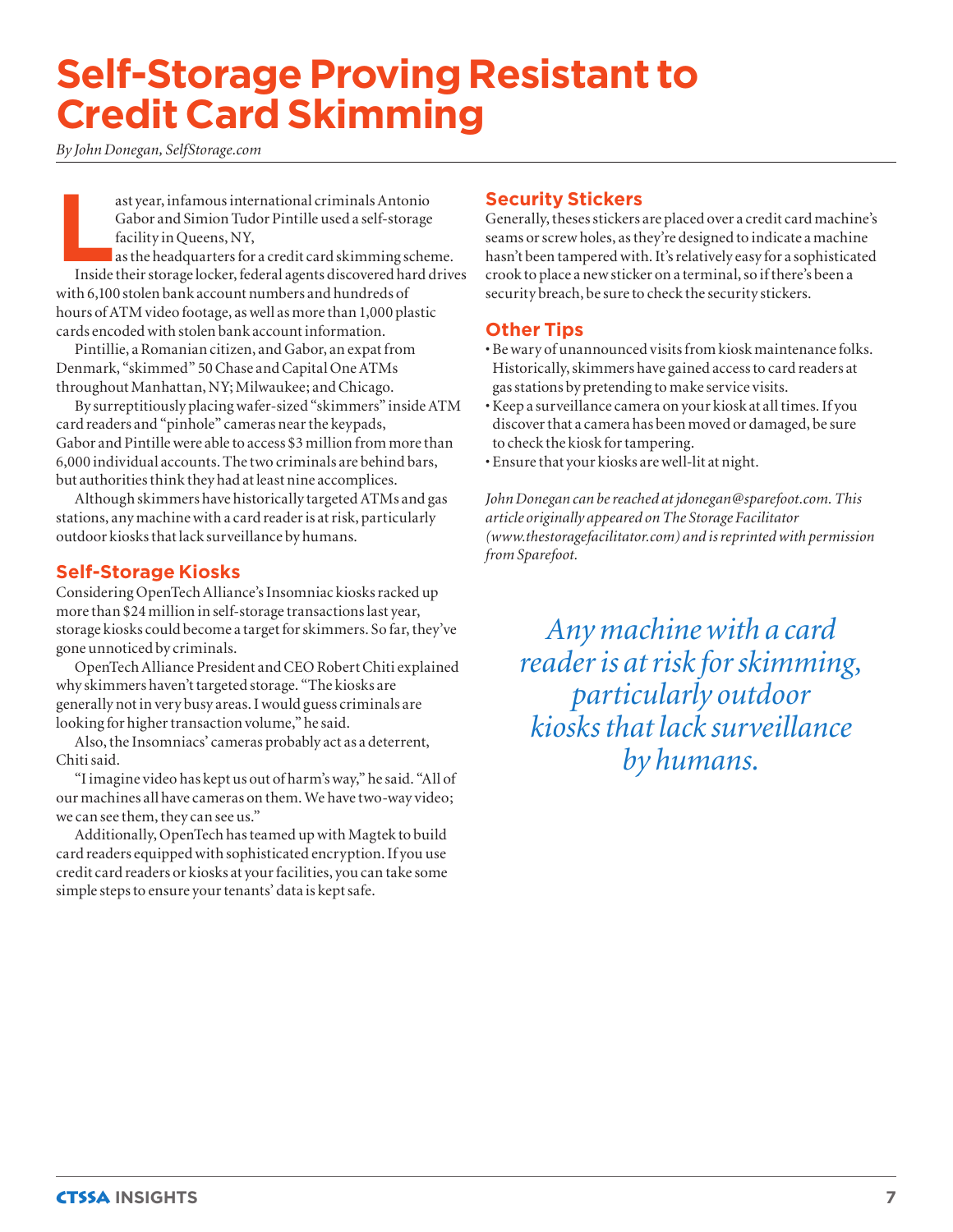# Self-Storage Proving Resistant to Credit Card Skimming

*By John Donegan, SelfStorage.com*

Last year, infamous international criminals Antonio Gabor and Simion Tudor Pintille used a self-storage facility in Queens, NY, as the headquarters for a credit card skimming scheme. Inside their storage locker, federal agents discovered hard drives with 6,100 stolen bank account numbers and hundreds of hours of ATM video footage, as well as more than 1,000 plastic cards encoded with stolen bank account information.

Pintillie, a Romanian citizen, and Gabor, an expat from Denmark, "skimmed" 50 Chase and Capital One ATMs throughout Manhattan, NY; Milwaukee; and Chicago.

By surreptitiously placing wafer-sized "skimmers" inside ATM card readers and "pinhole" cameras near the keypads, Gabor and Pintille were able to access $3 million from more than 6,000 individual accounts. The two criminals are behind bars, but authorities think they had at least nine accomplices.

Although skimmers have historically targeted ATMs and gas stations, any machine with a card reader is at risk, particularly outdoor kiosks that lack surveillance by humans.

## Self-Storage Kiosks

Considering OpenTech Alliance's Insomniac kiosks racked up more than $24 million in self-storage transactions last year, storage kiosks could become a target for skimmers. So far, they've gone unnoticed by criminals.

OpenTech Alliance President and CEO Robert Chiti explained why skimmers haven't targeted storage. "The kiosks are generally not in very busy areas. I would guess criminals are looking for higher transaction volume," he said.

Also, the Insomniacs' cameras probably act as a deterrent, Chiti said.

"I imagine video has kept us out of harm's way," he said. "All of our machines all have cameras on them. We have two-way video; we can see them, they can see us."

Additionally, OpenTech has teamed up with Magtek to build card readers equipped with sophisticated encryption. If you use credit card readers or kiosks at your facilities, you can take some simple steps to ensure your tenants' data is kept safe.

## Security Stickers

Generally, theses stickers are placed over a credit card machine's seams or screw holes, as they're designed to indicate a machine hasn't been tampered with. It's relatively easy for a sophisticated crook to place a new sticker on a terminal, so if there's been a security breach, be sure to check the security stickers.

## Other Tips

- Be wary of unannounced visits from kiosk maintenance folks. Historically, skimmers have gained access to card readers at gas stations by pretending to make service visits.
- Keep a surveillance camera on your kiosk at all times. If you discover that a camera has been moved or damaged, be sure to check the kiosk for tampering.
- Ensure that your kiosks are well-lit at night.

*John Donegan can be reached at jdonegan@sparefoot.com. This article originally appeared on The Storage Facilitator (www.thestoragefacilitator.com) and is reprinted with permission from Sparefoot.*

> *Any machine with a card reader is at risk for skimming, particularly outdoor kiosks that lack surveillance by humans.*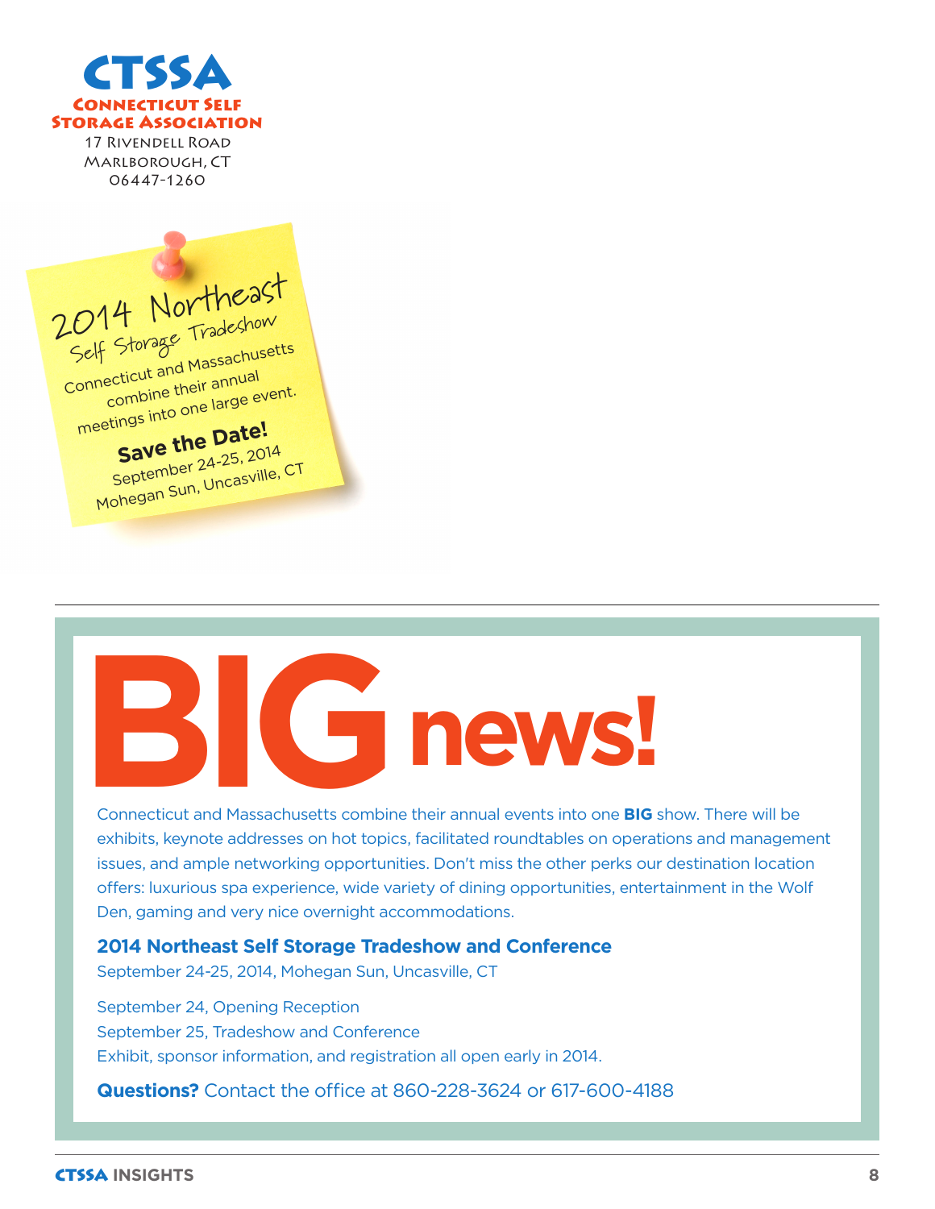**CTSSA**
**Connecticut Self Storage Association**
17 Rivendell Road
Marlborough, CT
06447-1260

2014 Northeast
Self Storage Tradeshow

Connecticut and Massachusetts combine their annual meetings into one large event.

**Save the Date!**
September 24-25, 2014
Mohegan Sun, Uncasville, CT

---

# BIG news!

Connecticut and Massachusetts combine their annual events into one **BIG** show. There will be exhibits, keynote addresses on hot topics, facilitated roundtables on operations and management issues, and ample networking opportunities. Don't miss the other perks our destination location offers: luxurious spa experience, wide variety of dining opportunities, entertainment in the Wolf Den, gaming and very nice overnight accommodations.

**2014 Northeast Self Storage Tradeshow and Conference**
September 24-25, 2014, Mohegan Sun, Uncasville, CT

September 24, Opening Reception
September 25, Tradeshow and Conference
Exhibit, sponsor information, and registration all open early in 2014.

**Questions?** Contact the office at 860-228-3624 or 617-600-4188